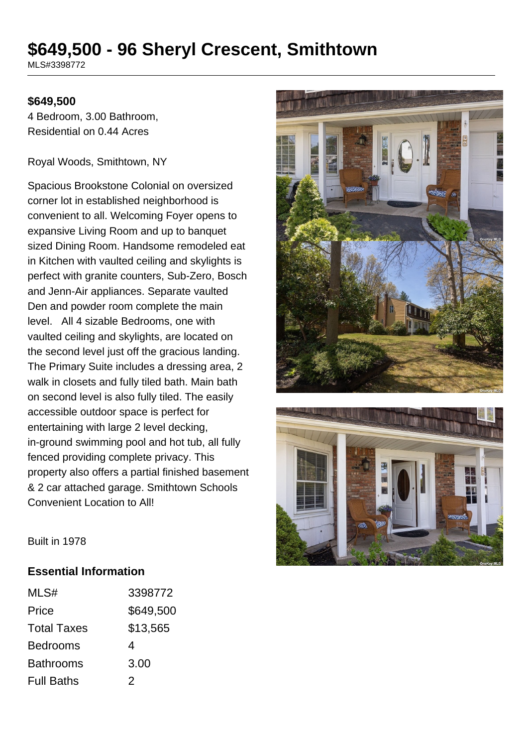# $649,500 - 96 Sheryl Crescent, Smithtown

MLS#3398772

**$649,500**

4 Bedroom, 3.00 Bathroom,
Residential on 0.44 Acres

Royal Woods, Smithtown, NY

Spacious Brookstone Colonial on oversized corner lot in established neighborhood is convenient to all. Welcoming Foyer opens to expansive Living Room and up to banquet sized Dining Room. Handsome remodeled eat in Kitchen with vaulted ceiling and skylights is perfect with granite counters, Sub-Zero, Bosch and Jenn-Air appliances. Separate vaulted Den and powder room complete the main level. All 4 sizable Bedrooms, one with vaulted ceiling and skylights, are located on the second level just off the gracious landing. The Primary Suite includes a dressing area, 2 walk in closets and fully tiled bath. Main bath on second level is also fully tiled. The easily accessible outdoor space is perfect for entertaining with large 2 level decking, in-ground swimming pool and hot tub, all fully fenced providing complete privacy. This property also offers a partial finished basement & 2 car attached garage. Smithtown Schools Convenient Location to All!

Built in 1978

## Essential Information

| | |
|---|---|
| MLS# | 3398772 |
| Price | $649,500 |
| Total Taxes | $13,565 |
| Bedrooms | 4 |
| Bathrooms | 3.00 |
| Full Baths | 2 |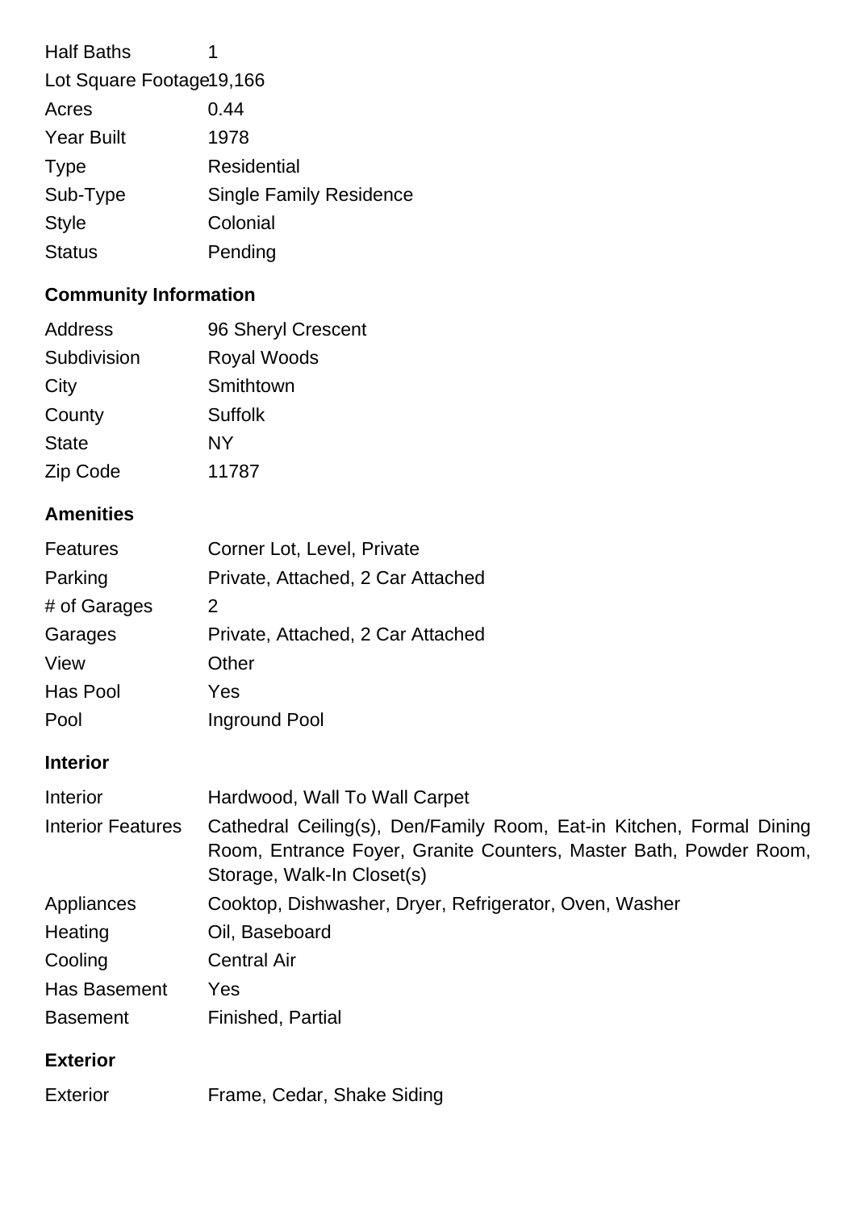| | |
|---|---|
| Half Baths | 1 |
| Lot Square Footage | 19,166 |
| Acres | 0.44 |
| Year Built | 1978 |
| Type | Residential |
| Sub-Type | Single Family Residence |
| Style | Colonial |
| Status | Pending |

## Community Information

| | |
|---|---|
| Address | 96 Sheryl Crescent |
| Subdivision | Royal Woods |
| City | Smithtown |
| County | Suffolk |
| State | NY |
| Zip Code | 11787 |

## Amenities

| | |
|---|---|
| Features | Corner Lot, Level, Private |
| Parking | Private, Attached, 2 Car Attached |
| # of Garages | 2 |
| Garages | Private, Attached, 2 Car Attached |
| View | Other |
| Has Pool | Yes |
| Pool | Inground Pool |

## Interior

| | |
|---|---|
| Interior | Hardwood, Wall To Wall Carpet |
| Interior Features | Cathedral Ceiling(s), Den/Family Room, Eat-in Kitchen, Formal Dining Room, Entrance Foyer, Granite Counters, Master Bath, Powder Room, Storage, Walk-In Closet(s) |
| Appliances | Cooktop, Dishwasher, Dryer, Refrigerator, Oven, Washer |
| Heating | Oil, Baseboard |
| Cooling | Central Air |
| Has Basement | Yes |
| Basement | Finished, Partial |

## Exterior

| | |
|---|---|
| Exterior | Frame, Cedar, Shake Siding |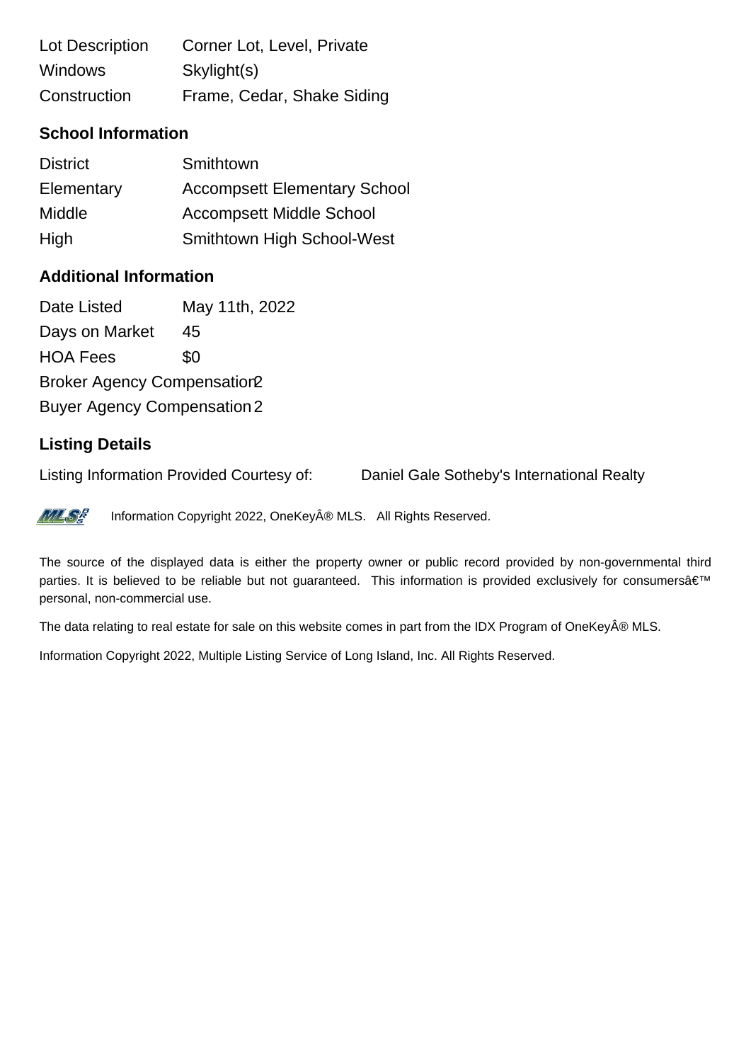| | |
|---|---|
| Lot Description | Corner Lot, Level, Private |
| Windows | Skylight(s) |
| Construction | Frame, Cedar, Shake Siding |

### School Information

| | |
|---|---|
| District | Smithtown |
| Elementary | Accompsett Elementary School |
| Middle | Accompsett Middle School |
| High | Smithtown High School-West |

### Additional Information

| | |
|---|---|
| Date Listed | May 11th, 2022 |
| Days on Market | 45 |
| HOA Fees | $0 |
| Broker Agency Compensation | 2 |
| Buyer Agency Compensation | 2 |

### Listing Details

Listing Information Provided Courtesy of: Daniel Gale Sotheby's International Realty

Information Copyright 2022, OneKeyÂ® MLS. All Rights Reserved.

The source of the displayed data is either the property owner or public record provided by non-governmental third parties. It is believed to be reliable but not guaranteed. This information is provided exclusively for consumersâ€™ personal, non-commercial use.

The data relating to real estate for sale on this website comes in part from the IDX Program of OneKeyÂ® MLS.

Information Copyright 2022, Multiple Listing Service of Long Island, Inc. All Rights Reserved.